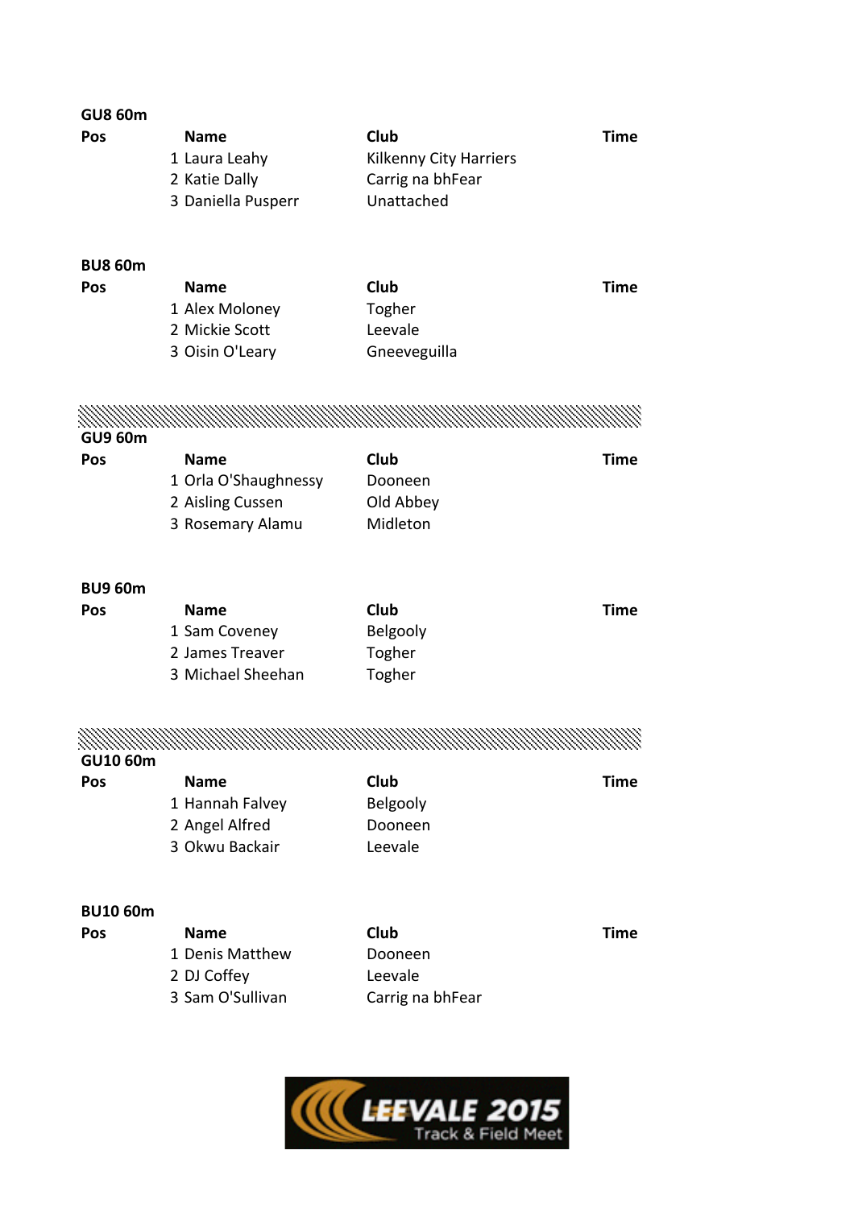## GU8 60m

| Pos | Name | Club | Time |
|---|---|---|---|
| 1 | Laura Leahy | Kilkenny City Harriers | |
| 2 | Katie Dally | Carrig na bhFear | |
| 3 | Daniella Pusperr | Unattached | |

## BU8 60m

| Pos | Name | Club | Time |
|---|---|---|---|
| 1 | Alex Moloney | Togher | |
| 2 | Mickie Scott | Leevale | |
| 3 | Oisin O'Leary | Gneeveguilla | |

## GU9 60m

| Pos | Name | Club | Time |
|---|---|---|---|
| 1 | Orla O'Shaughnessy | Dooneen | |
| 2 | Aisling Cussen | Old Abbey | |
| 3 | Rosemary Alamu | Midleton | |

## BU9 60m

| Pos | Name | Club | Time |
|---|---|---|---|
| 1 | Sam Coveney | Belgooly | |
| 2 | James Treaver | Togher | |
| 3 | Michael Sheehan | Togher | |

## GU10 60m

| Pos | Name | Club | Time |
|---|---|---|---|
| 1 | Hannah Falvey | Belgooly | |
| 2 | Angel Alfred | Dooneen | |
| 3 | Okwu Backair | Leevale | |

## BU10 60m

| Pos | Name | Club | Time |
|---|---|---|---|
| 1 | Denis Matthew | Dooneen | |
| 2 | DJ Coffey | Leevale | |
| 3 | Sam O'Sullivan | Carrig na bhFear | |

LEEVALE 2015 Track & Field Meet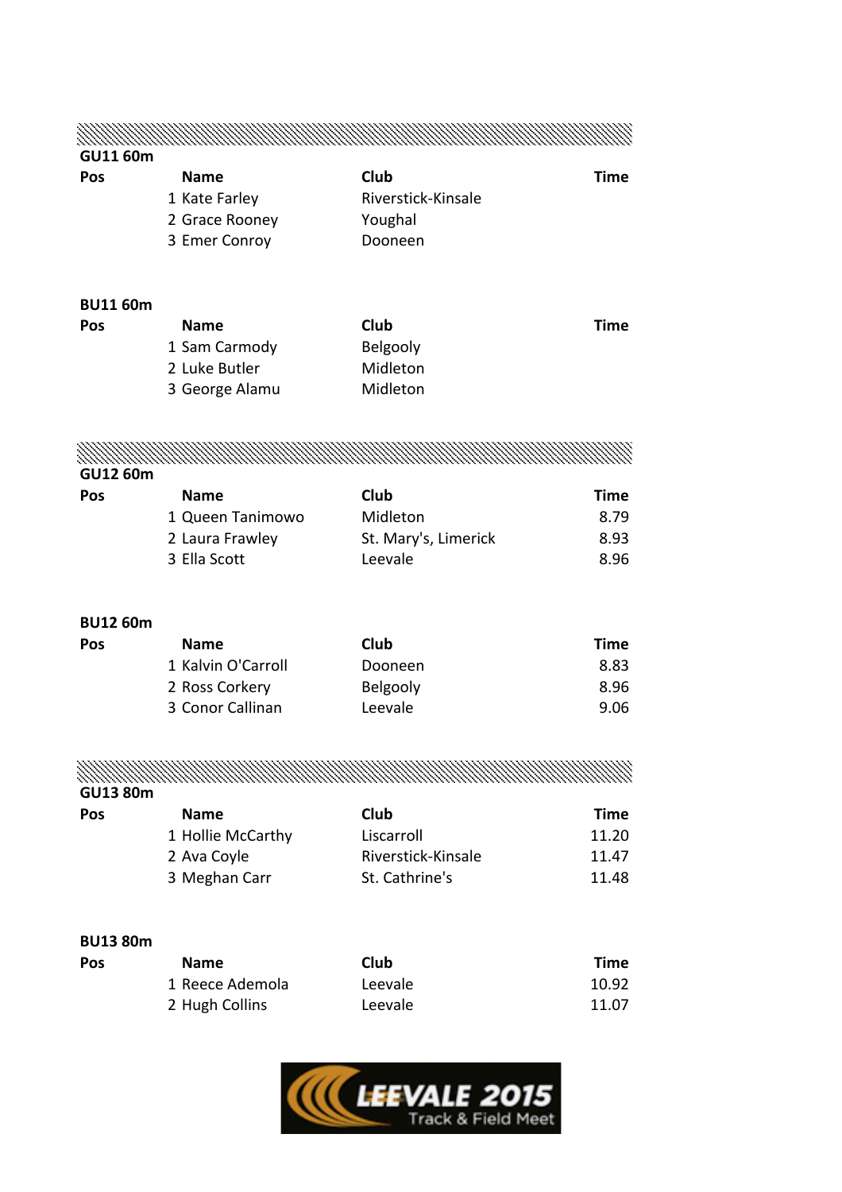### GU11 60m

| Pos | Name | Club | Time |
|---|---|---|---|
| 1 | Kate Farley | Riverstick-Kinsale | |
| 2 | Grace Rooney | Youghal | |
| 3 | Emer Conroy | Dooneen | |

### BU11 60m

| Pos | Name | Club | Time |
|---|---|---|---|
| 1 | Sam Carmody | Belgooly | |
| 2 | Luke Butler | Midleton | |
| 3 | George Alamu | Midleton | |

### GU12 60m

| Pos | Name | Club | Time |
|---|---|---|---|
| 1 | Queen Tanimowo | Midleton | 8.79 |
| 2 | Laura Frawley | St. Mary's, Limerick | 8.93 |
| 3 | Ella Scott | Leevale | 8.96 |

### BU12 60m

| Pos | Name | Club | Time |
|---|---|---|---|
| 1 | Kalvin O'Carroll | Dooneen | 8.83 |
| 2 | Ross Corkery | Belgooly | 8.96 |
| 3 | Conor Callinan | Leevale | 9.06 |

### GU13 80m

| Pos | Name | Club | Time |
|---|---|---|---|
| 1 | Hollie McCarthy | Liscarroll | 11.20 |
| 2 | Ava Coyle | Riverstick-Kinsale | 11.47 |
| 3 | Meghan Carr | St. Cathrine's | 11.48 |

### BU13 80m

| Pos | Name | Club | Time |
|---|---|---|---|
| 1 | Reece Ademola | Leevale | 10.92 |
| 2 | Hugh Collins | Leevale | 11.07 |

LEEVALE 2015 Track & Field Meet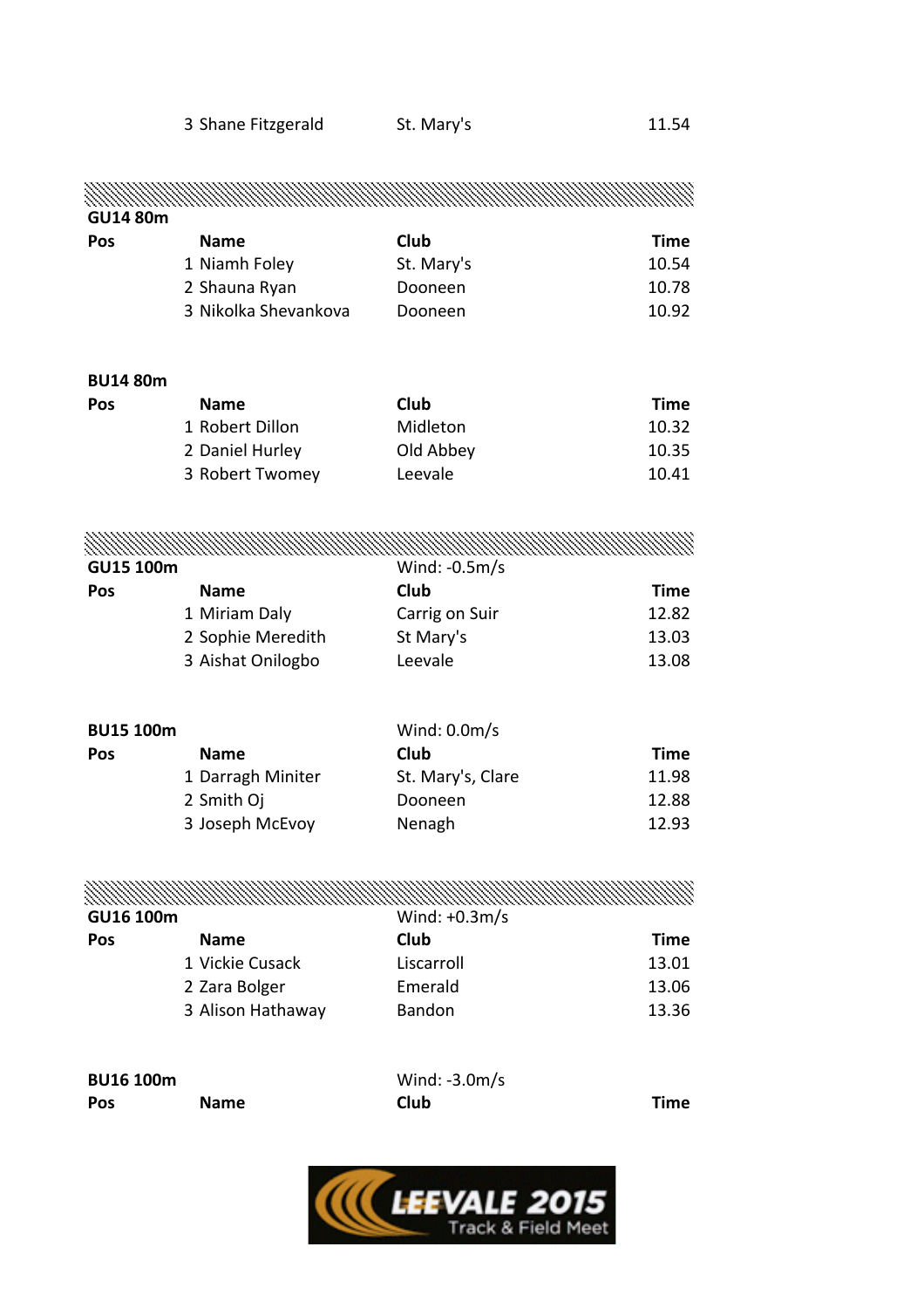| Pos | Name | Club | Time |
|---|---|---|---|
| 3 | Shane Fitzgerald | St. Mary's | 11.54 |

**GU14 80m**

| Pos | Name | Club | Time |
|---|---|---|---|
| 1 | Niamh Foley | St. Mary's | 10.54 |
| 2 | Shauna Ryan | Dooneen | 10.78 |
| 3 | Nikolka Shevankova | Dooneen | 10.92 |

**BU14 80m**

| Pos | Name | Club | Time |
|---|---|---|---|
| 1 | Robert Dillon | Midleton | 10.32 |
| 2 | Daniel Hurley | Old Abbey | 10.35 |
| 3 | Robert Twomey | Leevale | 10.41 |

**GU15 100m** Wind: -0.5m/s

| Pos | Name | Club | Time |
|---|---|---|---|
| 1 | Miriam Daly | Carrig on Suir | 12.82 |
| 2 | Sophie Meredith | St Mary's | 13.03 |
| 3 | Aishat Onilogbo | Leevale | 13.08 |

**BU15 100m** Wind: 0.0m/s

| Pos | Name | Club | Time |
|---|---|---|---|
| 1 | Darragh Miniter | St. Mary's, Clare | 11.98 |
| 2 | Smith Oj | Dooneen | 12.88 |
| 3 | Joseph McEvoy | Nenagh | 12.93 |

**GU16 100m** Wind: +0.3m/s

| Pos | Name | Club | Time |
|---|---|---|---|
| 1 | Vickie Cusack | Liscarroll | 13.01 |
| 2 | Zara Bolger | Emerald | 13.06 |
| 3 | Alison Hathaway | Bandon | 13.36 |

**BU16 100m** Wind: -3.0m/s

| Pos | Name | Club | Time |
|---|---|---|---|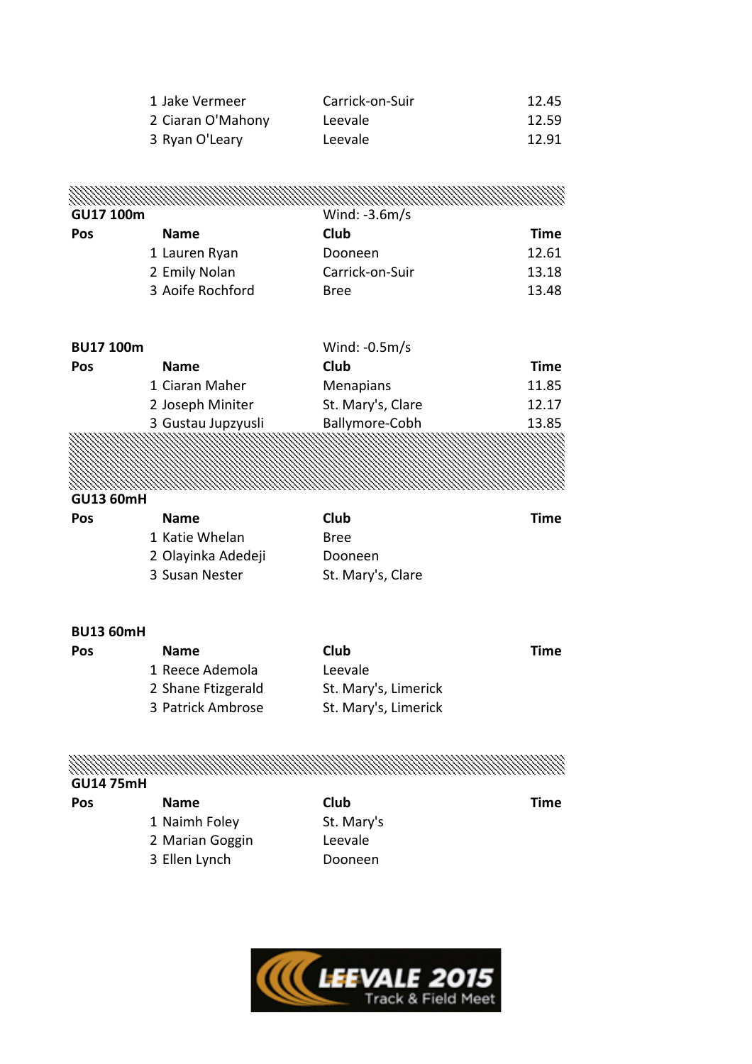| Pos | Name | Club | Time |
|---|---|---|---|
| 1 | Jake Vermeer | Carrick-on-Suir | 12.45 |
| 2 | Ciaran O'Mahony | Leevale | 12.59 |
| 3 | Ryan O'Leary | Leevale | 12.91 |

**GU17 100m** Wind: -3.6m/s

| Pos | Name | Club | Time |
|---|---|---|---|
| 1 | Lauren Ryan | Dooneen | 12.61 |
| 2 | Emily Nolan | Carrick-on-Suir | 13.18 |
| 3 | Aoife Rochford | Bree | 13.48 |

**BU17 100m** Wind: -0.5m/s

| Pos | Name | Club | Time |
|---|---|---|---|
| 1 | Ciaran Maher | Menapians | 11.85 |
| 2 | Joseph Miniter | St. Mary's, Clare | 12.17 |
| 3 | Gustau Jupzyusli | Ballymore-Cobh | 13.85 |

**GU13 60mH**

| Pos | Name | Club | Time |
|---|---|---|---|
| 1 | Katie Whelan | Bree | |
| 2 | Olayinka Adedeji | Dooneen | |
| 3 | Susan Nester | St. Mary's, Clare | |

**BU13 60mH**

| Pos | Name | Club | Time |
|---|---|---|---|
| 1 | Reece Ademola | Leevale | |
| 2 | Shane Ftizgerald | St. Mary's, Limerick | |
| 3 | Patrick Ambrose | St. Mary's, Limerick | |

**GU14 75mH**

| Pos | Name | Club | Time |
|---|---|---|---|
| 1 | Naimh Foley | St. Mary's | |
| 2 | Marian Goggin | Leevale | |
| 3 | Ellen Lynch | Dooneen | |

LEEVALE 2015 Track & Field Meet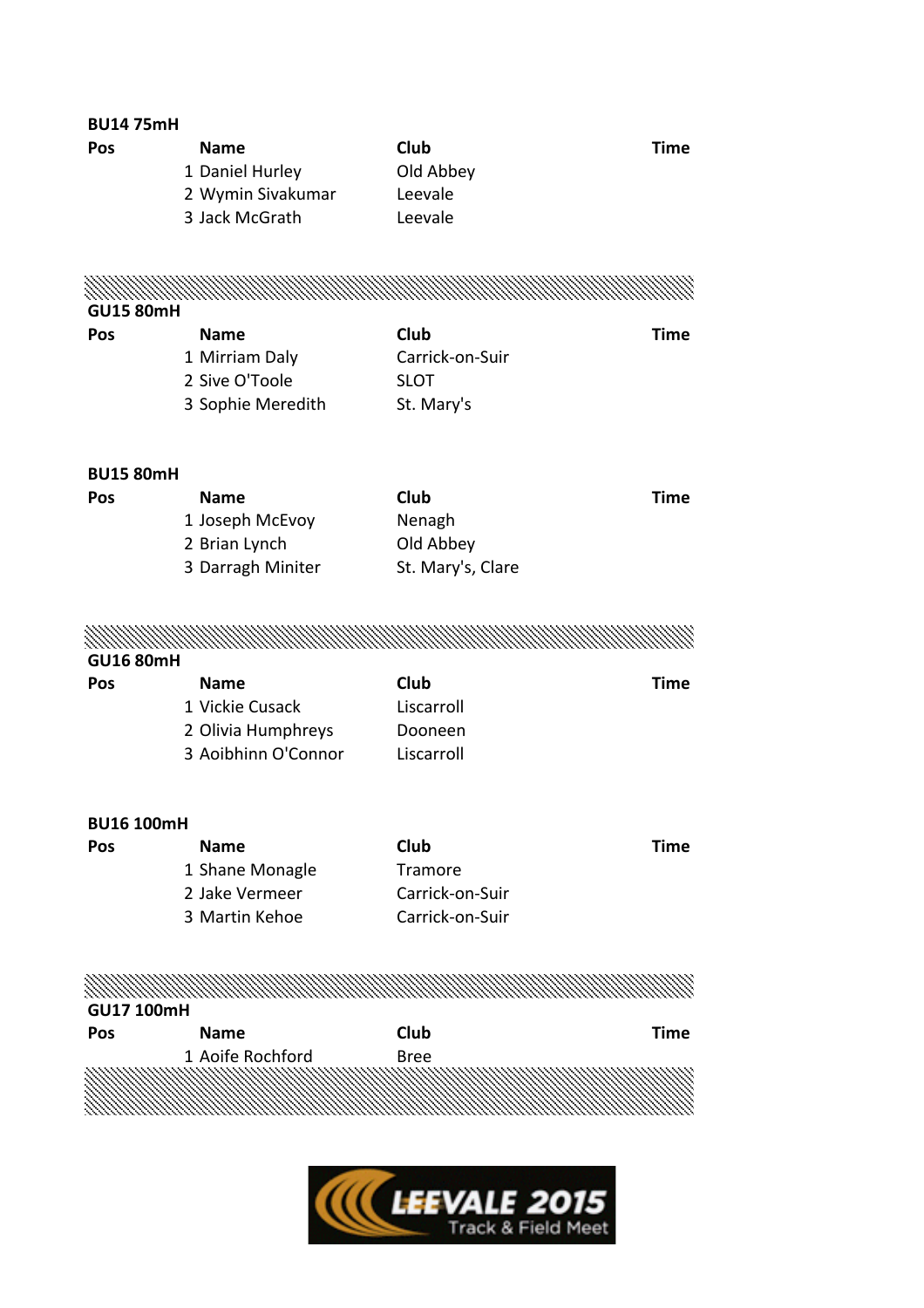**BU14 75mH**

| Pos | Name | Club | Time |
|---|---|---|---|
| 1 | Daniel Hurley | Old Abbey | |
| 2 | Wymin Sivakumar | Leevale | |
| 3 | Jack McGrath | Leevale | |

**GU15 80mH**

| Pos | Name | Club | Time |
|---|---|---|---|
| 1 | Mirriam Daly | Carrick-on-Suir | |
| 2 | Sive O'Toole | SLOT | |
| 3 | Sophie Meredith | St. Mary's | |

**BU15 80mH**

| Pos | Name | Club | Time |
|---|---|---|---|
| 1 | Joseph McEvoy | Nenagh | |
| 2 | Brian Lynch | Old Abbey | |
| 3 | Darragh Miniter | St. Mary's, Clare | |

**GU16 80mH**

| Pos | Name | Club | Time |
|---|---|---|---|
| 1 | Vickie Cusack | Liscarroll | |
| 2 | Olivia Humphreys | Dooneen | |
| 3 | Aoibhinn O'Connor | Liscarroll | |

**BU16 100mH**

| Pos | Name | Club | Time |
|---|---|---|---|
| 1 | Shane Monagle | Tramore | |
| 2 | Jake Vermeer | Carrick-on-Suir | |
| 3 | Martin Kehoe | Carrick-on-Suir | |

**GU17 100mH**

| Pos | Name | Club | Time |
|---|---|---|---|
| 1 | Aoife Rochford | Bree | |

LEEVALE 2015 Track & Field Meet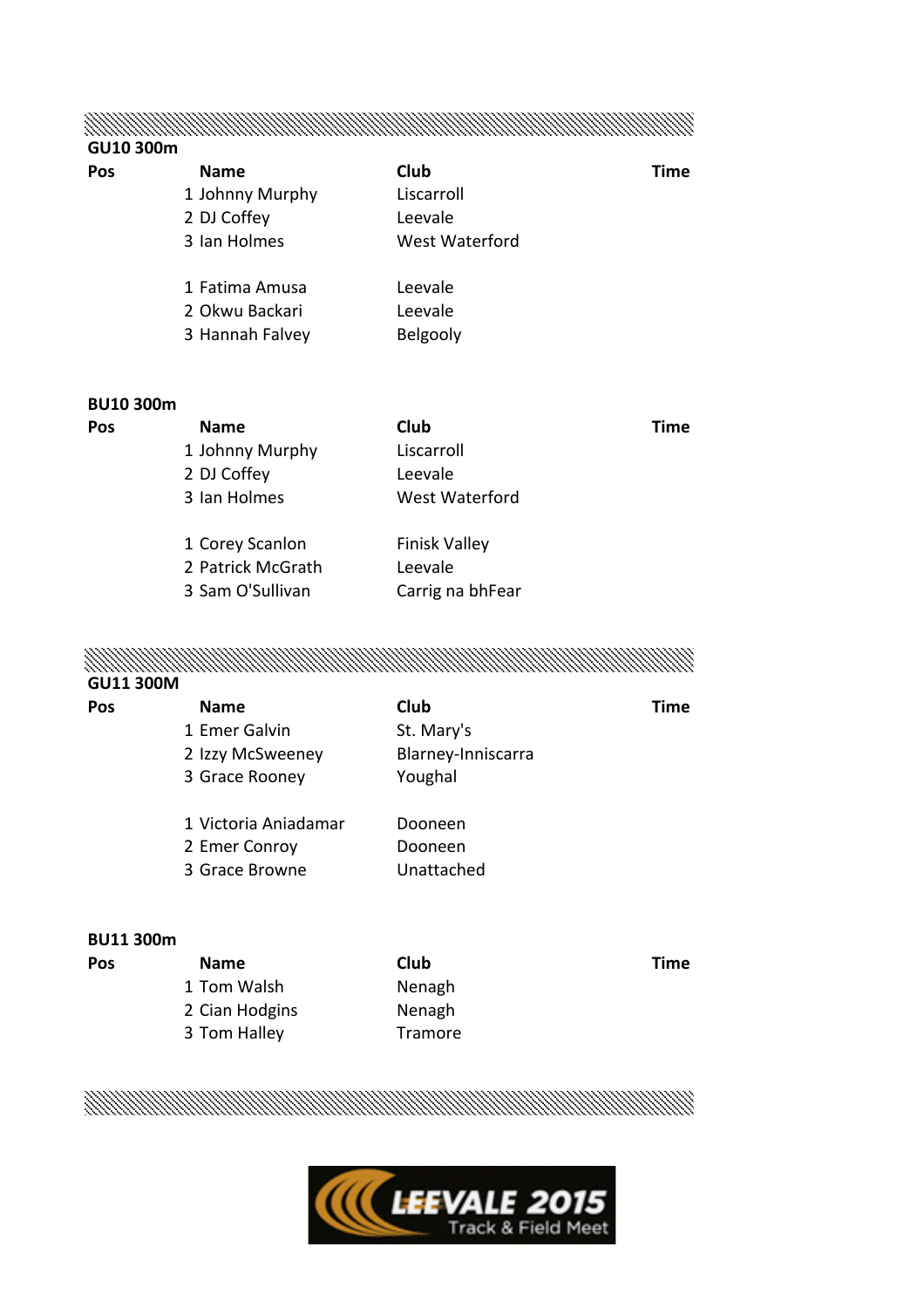**GU10 300m**

| Pos | Name | Club | Time |
|---|---|---|---|
| 1 | Johnny Murphy | Liscarroll | |
| 2 | DJ Coffey | Leevale | |
| 3 | Ian Holmes | West Waterford | |
| | | | |
| 1 | Fatima Amusa | Leevale | |
| 2 | Okwu Backari | Leevale | |
| 3 | Hannah Falvey | Belgooly | |

**BU10 300m**

| Pos | Name | Club | Time |
|---|---|---|---|
| 1 | Johnny Murphy | Liscarroll | |
| 2 | DJ Coffey | Leevale | |
| 3 | Ian Holmes | West Waterford | |
| | | | |
| 1 | Corey Scanlon | Finisk Valley | |
| 2 | Patrick McGrath | Leevale | |
| 3 | Sam O'Sullivan | Carrig na bhFear | |

**GU11 300M**

| Pos | Name | Club | Time |
|---|---|---|---|
| 1 | Emer Galvin | St. Mary's | |
| 2 | Izzy McSweeney | Blarney-Inniscarra | |
| 3 | Grace Rooney | Youghal | |
| | | | |
| 1 | Victoria Aniadamar | Dooneen | |
| 2 | Emer Conroy | Dooneen | |
| 3 | Grace Browne | Unattached | |

**BU11 300m**

| Pos | Name | Club | Time |
|---|---|---|---|
| 1 | Tom Walsh | Nenagh | |
| 2 | Cian Hodgins | Nenagh | |
| 3 | Tom Halley | Tramore | |

LEEVALE 2015 Track & Field Meet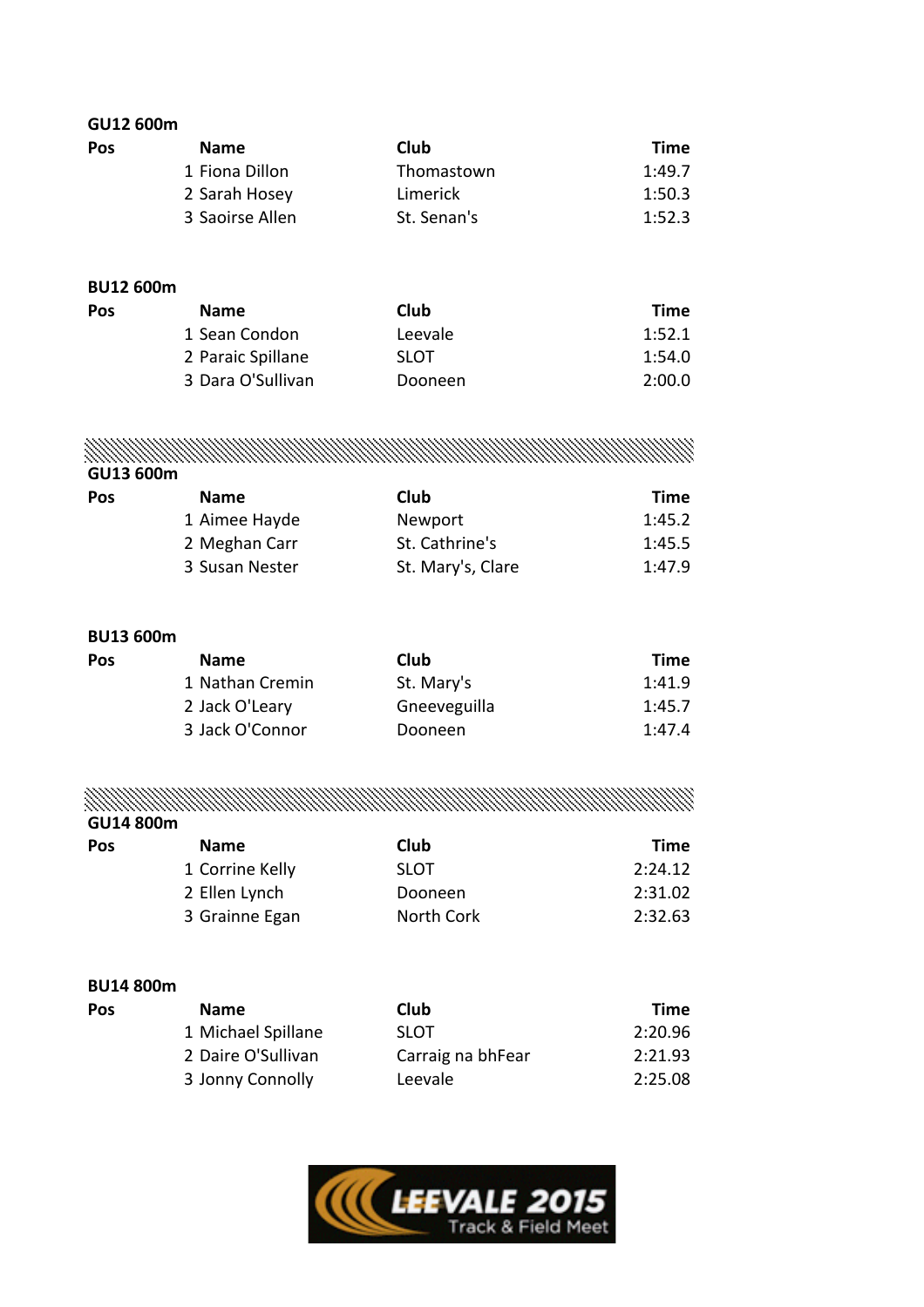**GU12 600m**

| Pos | Name | Club | Time |
|---|---|---|---|
| 1 | Fiona Dillon | Thomastown | 1:49.7 |
| 2 | Sarah Hosey | Limerick | 1:50.3 |
| 3 | Saoirse Allen | St. Senan's | 1:52.3 |

**BU12 600m**

| Pos | Name | Club | Time |
|---|---|---|---|
| 1 | Sean Condon | Leevale | 1:52.1 |
| 2 | Paraic Spillane | SLOT | 1:54.0 |
| 3 | Dara O'Sullivan | Dooneen | 2:00.0 |

**GU13 600m**

| Pos | Name | Club | Time |
|---|---|---|---|
| 1 | Aimee Hayde | Newport | 1:45.2 |
| 2 | Meghan Carr | St. Cathrine's | 1:45.5 |
| 3 | Susan Nester | St. Mary's, Clare | 1:47.9 |

**BU13 600m**

| Pos | Name | Club | Time |
|---|---|---|---|
| 1 | Nathan Cremin | St. Mary's | 1:41.9 |
| 2 | Jack O'Leary | Gneeveguilla | 1:45.7 |
| 3 | Jack O'Connor | Dooneen | 1:47.4 |

**GU14 800m**

| Pos | Name | Club | Time |
|---|---|---|---|
| 1 | Corrine Kelly | SLOT | 2:24.12 |
| 2 | Ellen Lynch | Dooneen | 2:31.02 |
| 3 | Grainne Egan | North Cork | 2:32.63 |

**BU14 800m**

| Pos | Name | Club | Time |
|---|---|---|---|
| 1 | Michael Spillane | SLOT | 2:20.96 |
| 2 | Daire O'Sullivan | Carraig na bhFear | 2:21.93 |
| 3 | Jonny Connolly | Leevale | 2:25.08 |

LEEVALE 2015 Track & Field Meet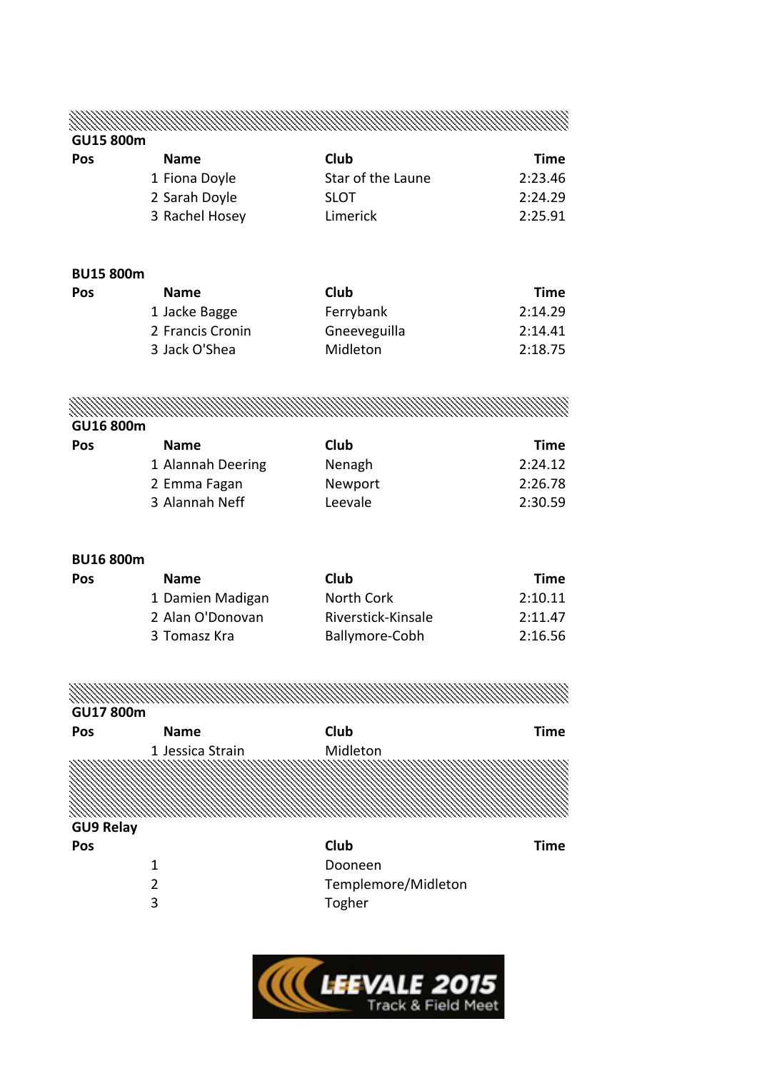## GU15 800m

| Pos | Name | Club | Time |
|---|---|---|---|
| 1 | Fiona Doyle | Star of the Laune | 2:23.46 |
| 2 | Sarah Doyle | SLOT | 2:24.29 |
| 3 | Rachel Hosey | Limerick | 2:25.91 |

## BU15 800m

| Pos | Name | Club | Time |
|---|---|---|---|
| 1 | Jacke Bagge | Ferrybank | 2:14.29 |
| 2 | Francis Cronin | Gneeveguilla | 2:14.41 |
| 3 | Jack O'Shea | Midleton | 2:18.75 |

## GU16 800m

| Pos | Name | Club | Time |
|---|---|---|---|
| 1 | Alannah Deering | Nenagh | 2:24.12 |
| 2 | Emma Fagan | Newport | 2:26.78 |
| 3 | Alannah Neff | Leevale | 2:30.59 |

## BU16 800m

| Pos | Name | Club | Time |
|---|---|---|---|
| 1 | Damien Madigan | North Cork | 2:10.11 |
| 2 | Alan O'Donovan | Riverstick-Kinsale | 2:11.47 |
| 3 | Tomasz Kra | Ballymore-Cobh | 2:16.56 |

## GU17 800m

| Pos | Name | Club | Time |
|---|---|---|---|
| 1 | Jessica Strain | Midleton | |

## GU9 Relay

| Pos | Club | Time |
|---|---|---|
| 1 | Dooneen | |
| 2 | Templemore/Midleton | |
| 3 | Togher | |

LEEVALE 2015 Track & Field Meet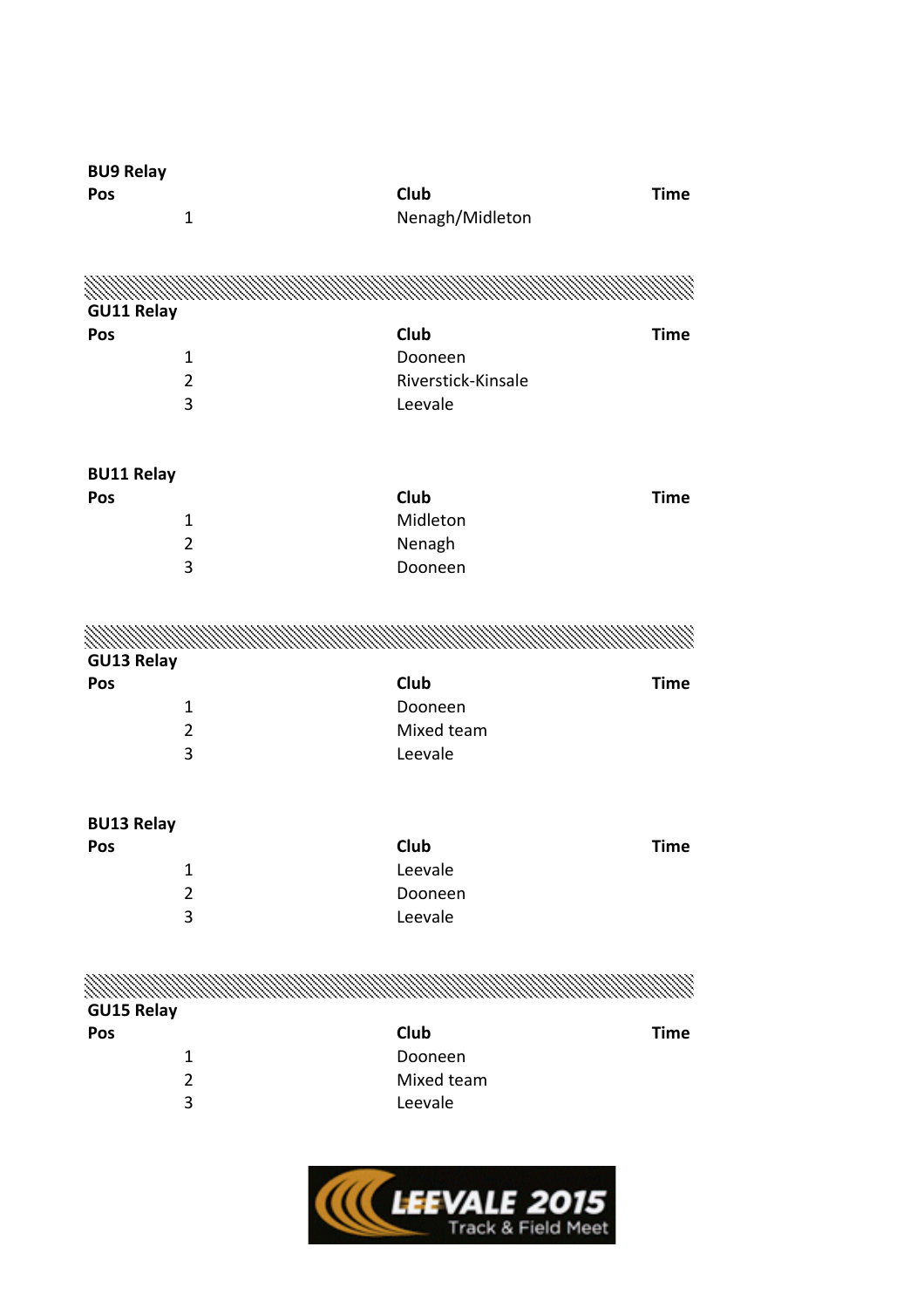**BU9 Relay**

| Pos | Club | Time |
|---|---|---|
| 1 | Nenagh/Midleton | |

**GU11 Relay**

| Pos | Club | Time |
|---|---|---|
| 1 | Dooneen | |
| 2 | Riverstick-Kinsale | |
| 3 | Leevale | |

**BU11 Relay**

| Pos | Club | Time |
|---|---|---|
| 1 | Midleton | |
| 2 | Nenagh | |
| 3 | Dooneen | |

**GU13 Relay**

| Pos | Club | Time |
|---|---|---|
| 1 | Dooneen | |
| 2 | Mixed team | |
| 3 | Leevale | |

**BU13 Relay**

| Pos | Club | Time |
|---|---|---|
| 1 | Leevale | |
| 2 | Dooneen | |
| 3 | Leevale | |

**GU15 Relay**

| Pos | Club | Time |
|---|---|---|
| 1 | Dooneen | |
| 2 | Mixed team | |
| 3 | Leevale | |

LEEVALE 2015 Track & Field Meet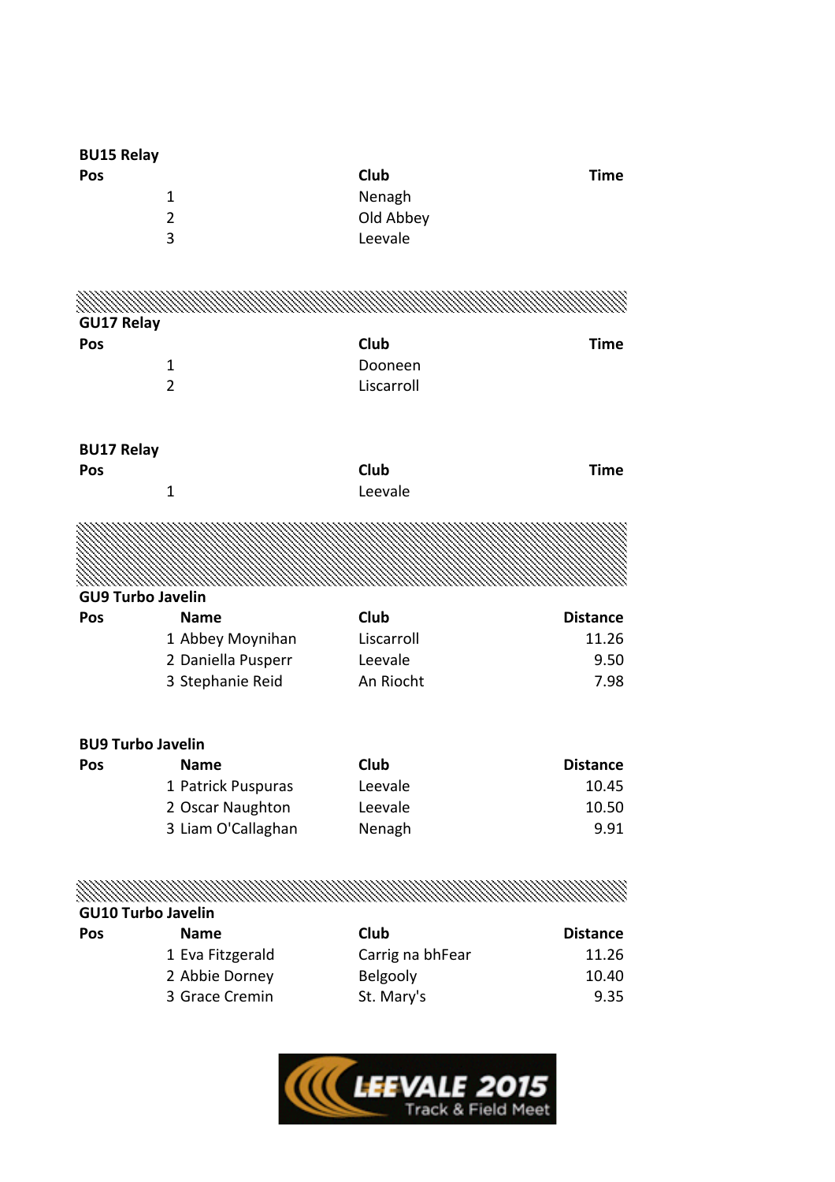**BU15 Relay**

| Pos | Club | Time |
|---|---|---|
| 1 | Nenagh | |
| 2 | Old Abbey | |
| 3 | Leevale | |

**GU17 Relay**

| Pos | Club | Time |
|---|---|---|
| 1 | Dooneen | |
| 2 | Liscarroll | |

**BU17 Relay**

| Pos | Club | Time |
|---|---|---|
| 1 | Leevale | |

**GU9 Turbo Javelin**

| Pos | Name | Club | Distance |
|---|---|---|---|
| 1 | Abbey Moynihan | Liscarroll | 11.26 |
| 2 | Daniella Pusperr | Leevale | 9.50 |
| 3 | Stephanie Reid | An Riocht | 7.98 |

**BU9 Turbo Javelin**

| Pos | Name | Club | Distance |
|---|---|---|---|
| 1 | Patrick Puspuras | Leevale | 10.45 |
| 2 | Oscar Naughton | Leevale | 10.50 |
| 3 | Liam O'Callaghan | Nenagh | 9.91 |

**GU10 Turbo Javelin**

| Pos | Name | Club | Distance |
|---|---|---|---|
| 1 | Eva Fitzgerald | Carrig na bhFear | 11.26 |
| 2 | Abbie Dorney | Belgooly | 10.40 |
| 3 | Grace Cremin | St. Mary's | 9.35 |

LEEVALE 2015 Track & Field Meet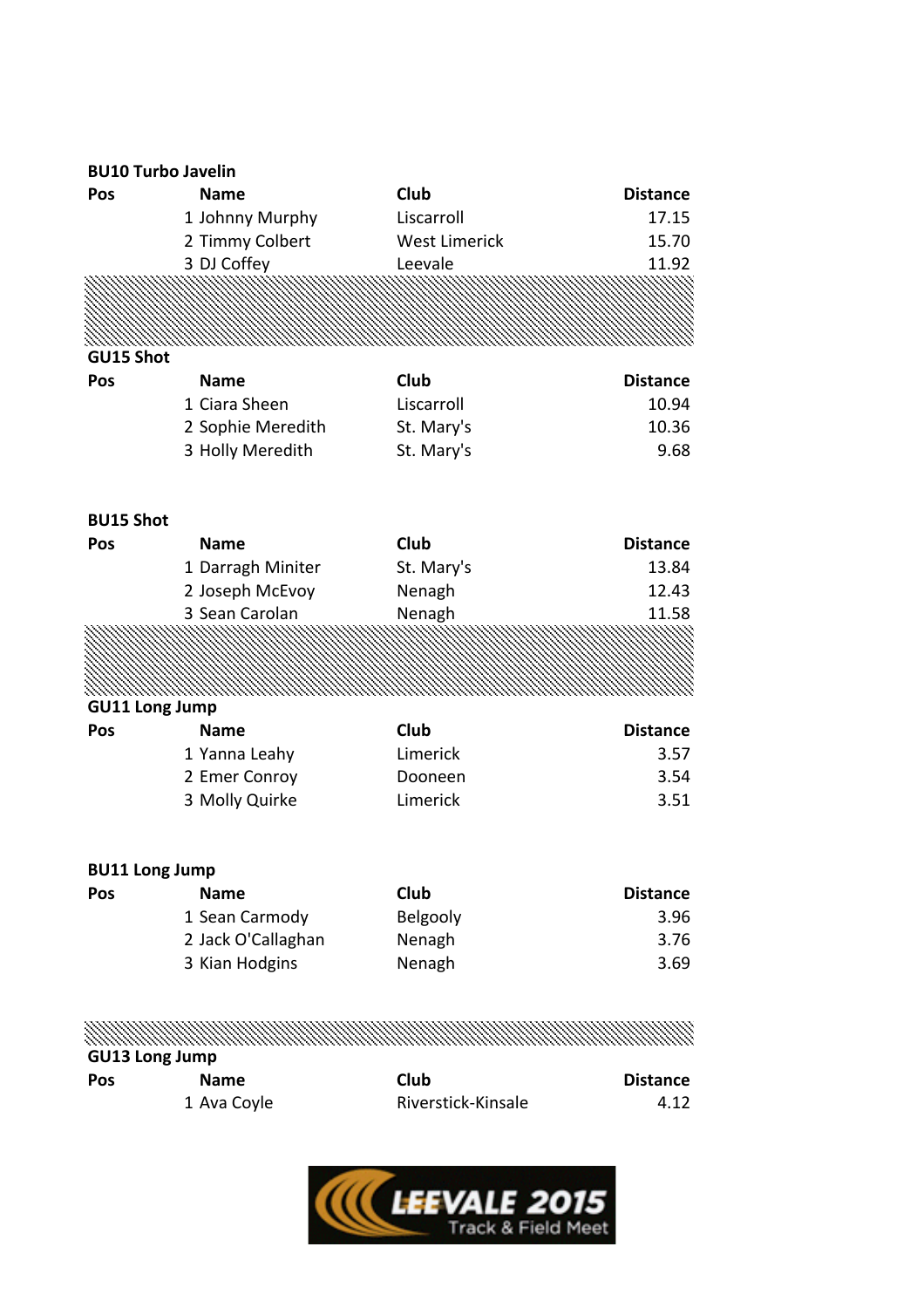### BU10 Turbo Javelin

| Pos | Name | Club | Distance |
|---|---|---|---|
| 1 | Johnny Murphy | Liscarroll | 17.15 |
| 2 | Timmy Colbert | West Limerick | 15.70 |
| 3 | DJ Coffey | Leevale | 11.92 |

### GU15 Shot

| Pos | Name | Club | Distance |
|---|---|---|---|
| 1 | Ciara Sheen | Liscarroll | 10.94 |
| 2 | Sophie Meredith | St. Mary's | 10.36 |
| 3 | Holly Meredith | St. Mary's | 9.68 |

### BU15 Shot

| Pos | Name | Club | Distance |
|---|---|---|---|
| 1 | Darragh Miniter | St. Mary's | 13.84 |
| 2 | Joseph McEvoy | Nenagh | 12.43 |
| 3 | Sean Carolan | Nenagh | 11.58 |

### GU11 Long Jump

| Pos | Name | Club | Distance |
|---|---|---|---|
| 1 | Yanna Leahy | Limerick | 3.57 |
| 2 | Emer Conroy | Dooneen | 3.54 |
| 3 | Molly Quirke | Limerick | 3.51 |

### BU11 Long Jump

| Pos | Name | Club | Distance |
|---|---|---|---|
| 1 | Sean Carmody | Belgooly | 3.96 |
| 2 | Jack O'Callaghan | Nenagh | 3.76 |
| 3 | Kian Hodgins | Nenagh | 3.69 |

### GU13 Long Jump

| Pos | Name | Club | Distance |
|---|---|---|---|
| 1 | Ava Coyle | Riverstick-Kinsale | 4.12 |

LEEVALE 2015 Track & Field Meet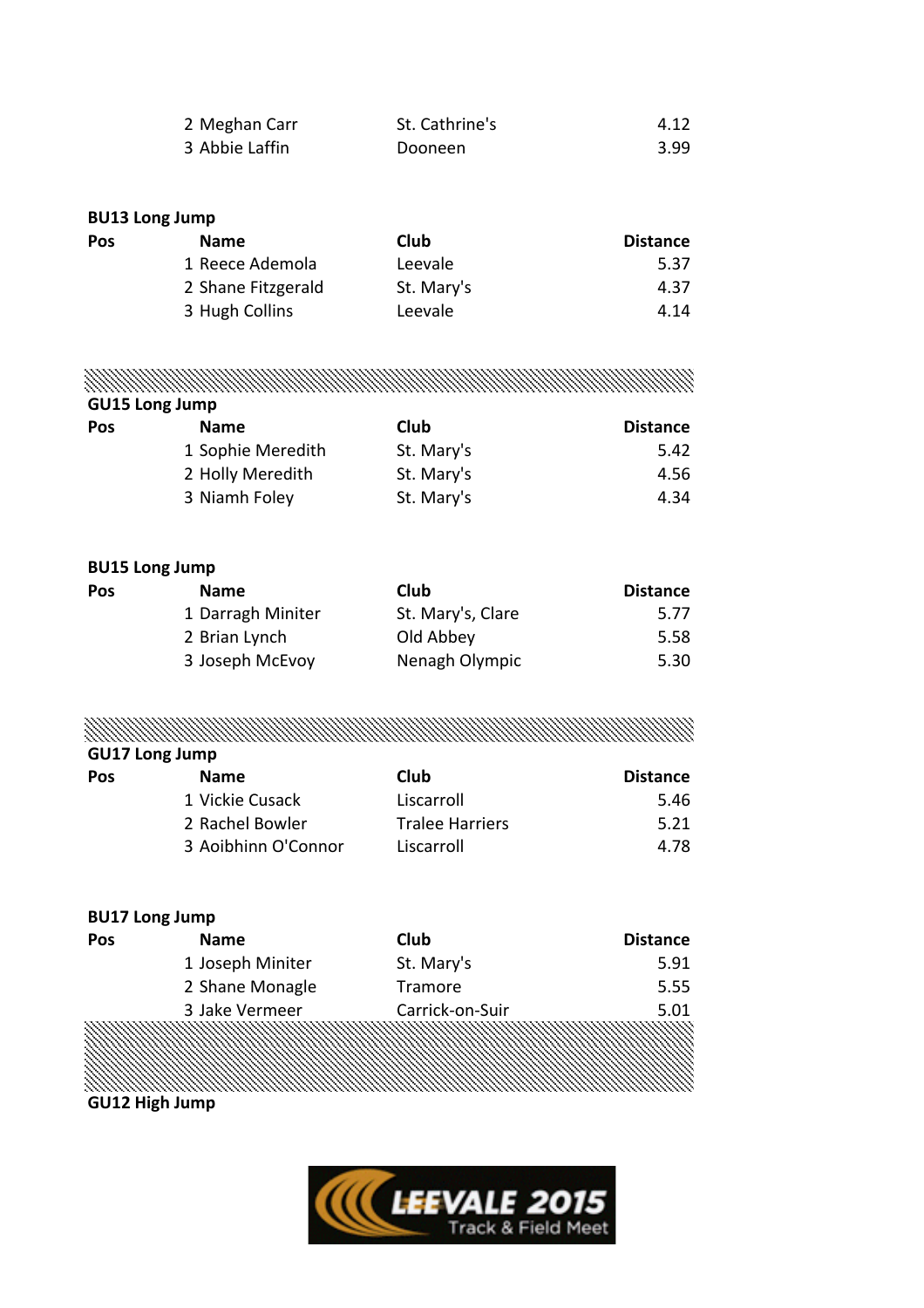| Pos | Name | Club | Distance |
|---|---|---|---|
| 2 | Meghan Carr | St. Cathrine's | 4.12 |
| 3 | Abbie Laffin | Dooneen | 3.99 |

**BU13 Long Jump**

| Pos | Name | Club | Distance |
|---|---|---|---|
| 1 | Reece Ademola | Leevale | 5.37 |
| 2 | Shane Fitzgerald | St. Mary's | 4.37 |
| 3 | Hugh Collins | Leevale | 4.14 |

**GU15 Long Jump**

| Pos | Name | Club | Distance |
|---|---|---|---|
| 1 | Sophie Meredith | St. Mary's | 5.42 |
| 2 | Holly Meredith | St. Mary's | 4.56 |
| 3 | Niamh Foley | St. Mary's | 4.34 |

**BU15 Long Jump**

| Pos | Name | Club | Distance |
|---|---|---|---|
| 1 | Darragh Miniter | St. Mary's, Clare | 5.77 |
| 2 | Brian Lynch | Old Abbey | 5.58 |
| 3 | Joseph McEvoy | Nenagh Olympic | 5.30 |

**GU17 Long Jump**

| Pos | Name | Club | Distance |
|---|---|---|---|
| 1 | Vickie Cusack | Liscarroll | 5.46 |
| 2 | Rachel Bowler | Tralee Harriers | 5.21 |
| 3 | Aoibhinn O'Connor | Liscarroll | 4.78 |

**BU17 Long Jump**

| Pos | Name | Club | Distance |
|---|---|---|---|
| 1 | Joseph Miniter | St. Mary's | 5.91 |
| 2 | Shane Monagle | Tramore | 5.55 |
| 3 | Jake Vermeer | Carrick-on-Suir | 5.01 |

**GU12 High Jump**

LEEVALE 2015 Track & Field Meet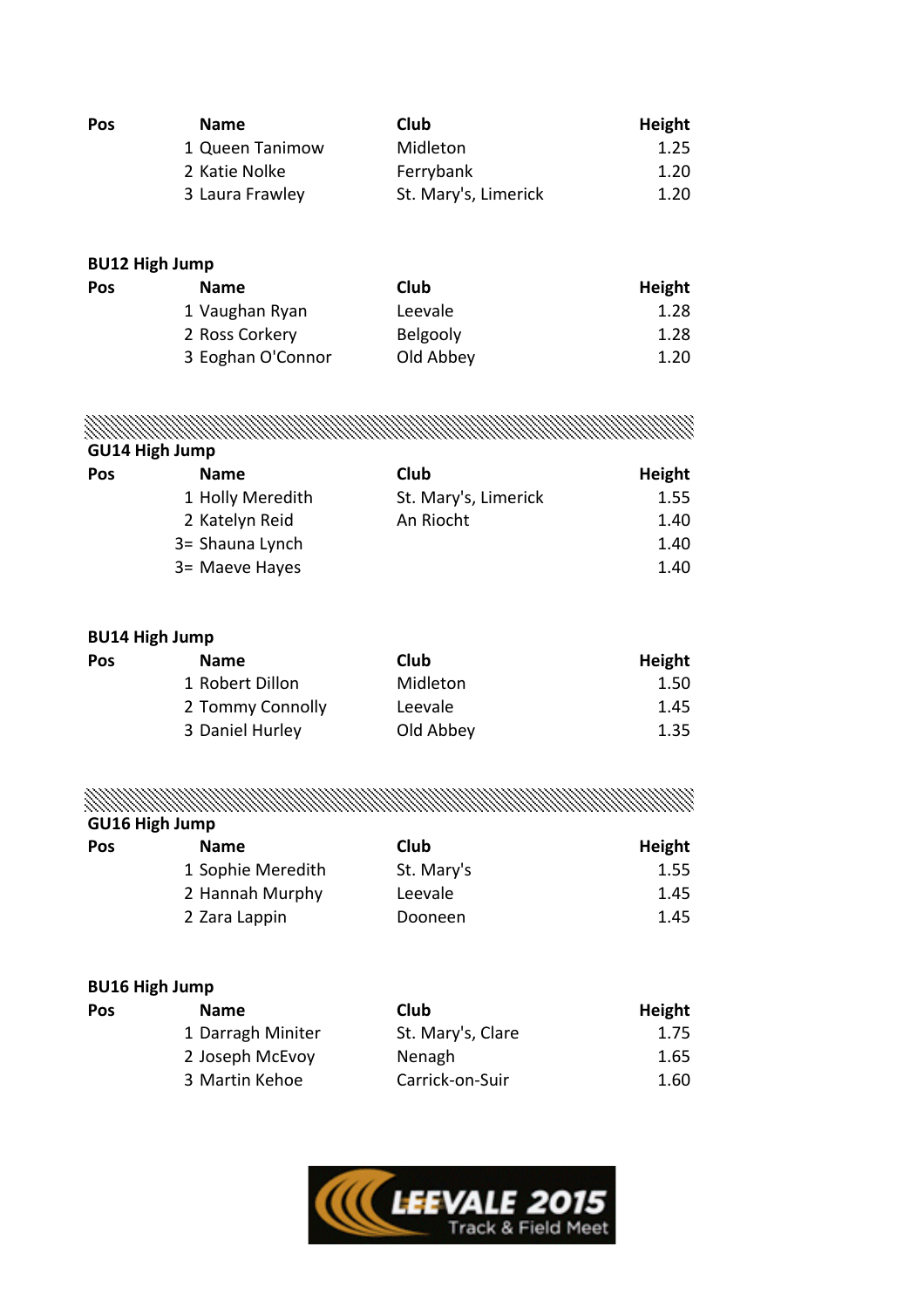| Pos | Name | Club | Height |
|---|---|---|---|
| 1 | Queen Tanimow | Midleton | 1.25 |
| 2 | Katie Nolke | Ferrybank | 1.20 |
| 3 | Laura Frawley | St. Mary's, Limerick | 1.20 |

**BU12 High Jump**

| Pos | Name | Club | Height |
|---|---|---|---|
| 1 | Vaughan Ryan | Leevale | 1.28 |
| 2 | Ross Corkery | Belgooly | 1.28 |
| 3 | Eoghan O'Connor | Old Abbey | 1.20 |

**GU14 High Jump**

| Pos | Name | Club | Height |
|---|---|---|---|
| 1 | Holly Meredith | St. Mary's, Limerick | 1.55 |
| 2 | Katelyn Reid | An Riocht | 1.40 |
| 3= | Shauna Lynch | | 1.40 |
| 3= | Maeve Hayes | | 1.40 |

**BU14 High Jump**

| Pos | Name | Club | Height |
|---|---|---|---|
| 1 | Robert Dillon | Midleton | 1.50 |
| 2 | Tommy Connolly | Leevale | 1.45 |
| 3 | Daniel Hurley | Old Abbey | 1.35 |

**GU16 High Jump**

| Pos | Name | Club | Height |
|---|---|---|---|
| 1 | Sophie Meredith | St. Mary's | 1.55 |
| 2 | Hannah Murphy | Leevale | 1.45 |
| 2 | Zara Lappin | Dooneen | 1.45 |

**BU16 High Jump**

| Pos | Name | Club | Height |
|---|---|---|---|
| 1 | Darragh Miniter | St. Mary's, Clare | 1.75 |
| 2 | Joseph McEvoy | Nenagh | 1.65 |
| 3 | Martin Kehoe | Carrick-on-Suir | 1.60 |

LEEVALE 2015
Track & Field Meet